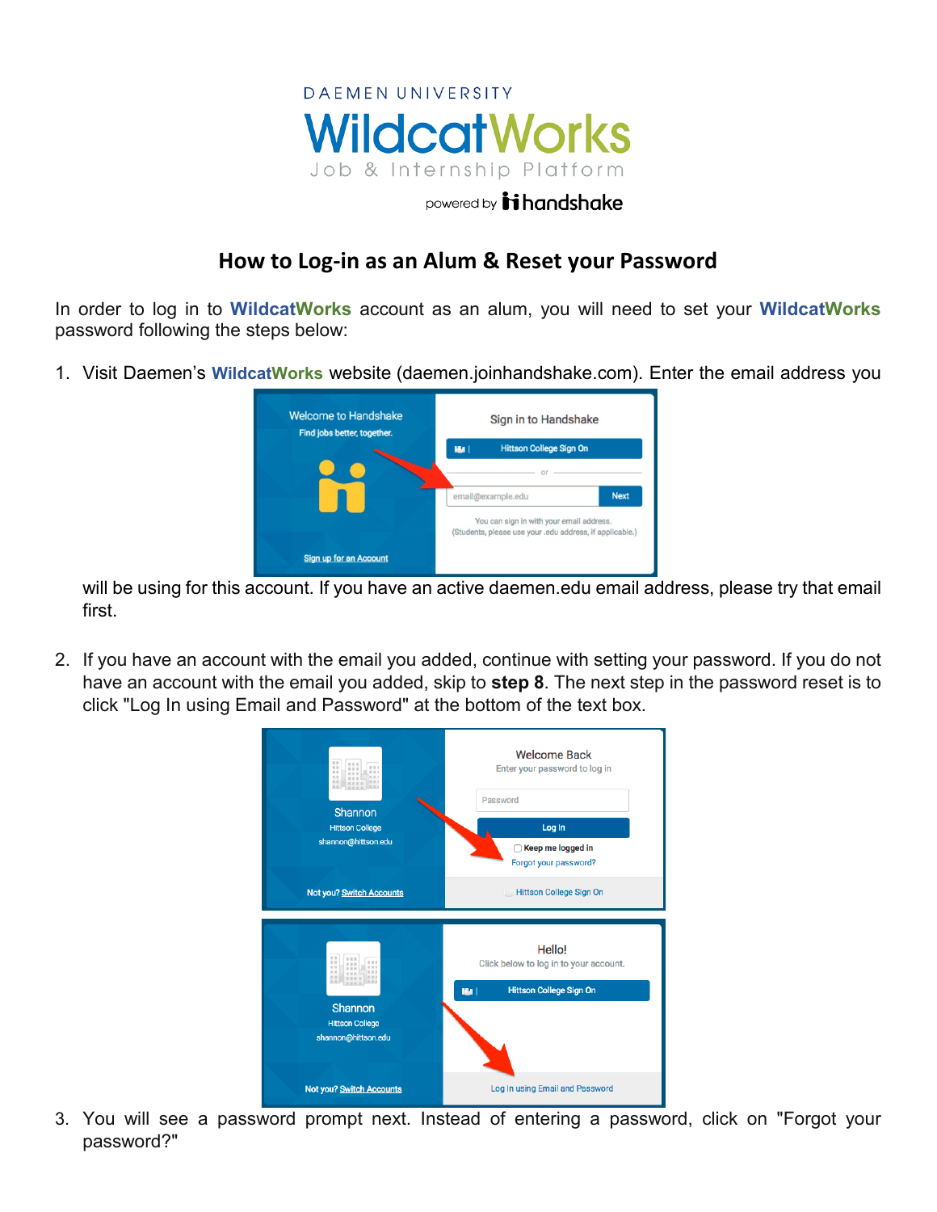DAEMEN UNIVERSITY

# WildcatWorks

Job & Internship Platform

powered by handshake

## How to Log-in as an Alum & Reset your Password

In order to log in to **WildcatWorks** account as an alum, you will need to set your **WildcatWorks** password following the steps below:

1. Visit Daemen's **WildcatWorks** website (daemen.joinhandshake.com). Enter the email address you will be using for this account. If you have an active daemen.edu email address, please try that email first.

2. If you have an account with the email you added, continue with setting your password. If you do not have an account with the email you added, skip to **step 8**. The next step in the password reset is to click "Log In using Email and Password" at the bottom of the text box.

3. You will see a password prompt next. Instead of entering a password, click on "Forgot your password?"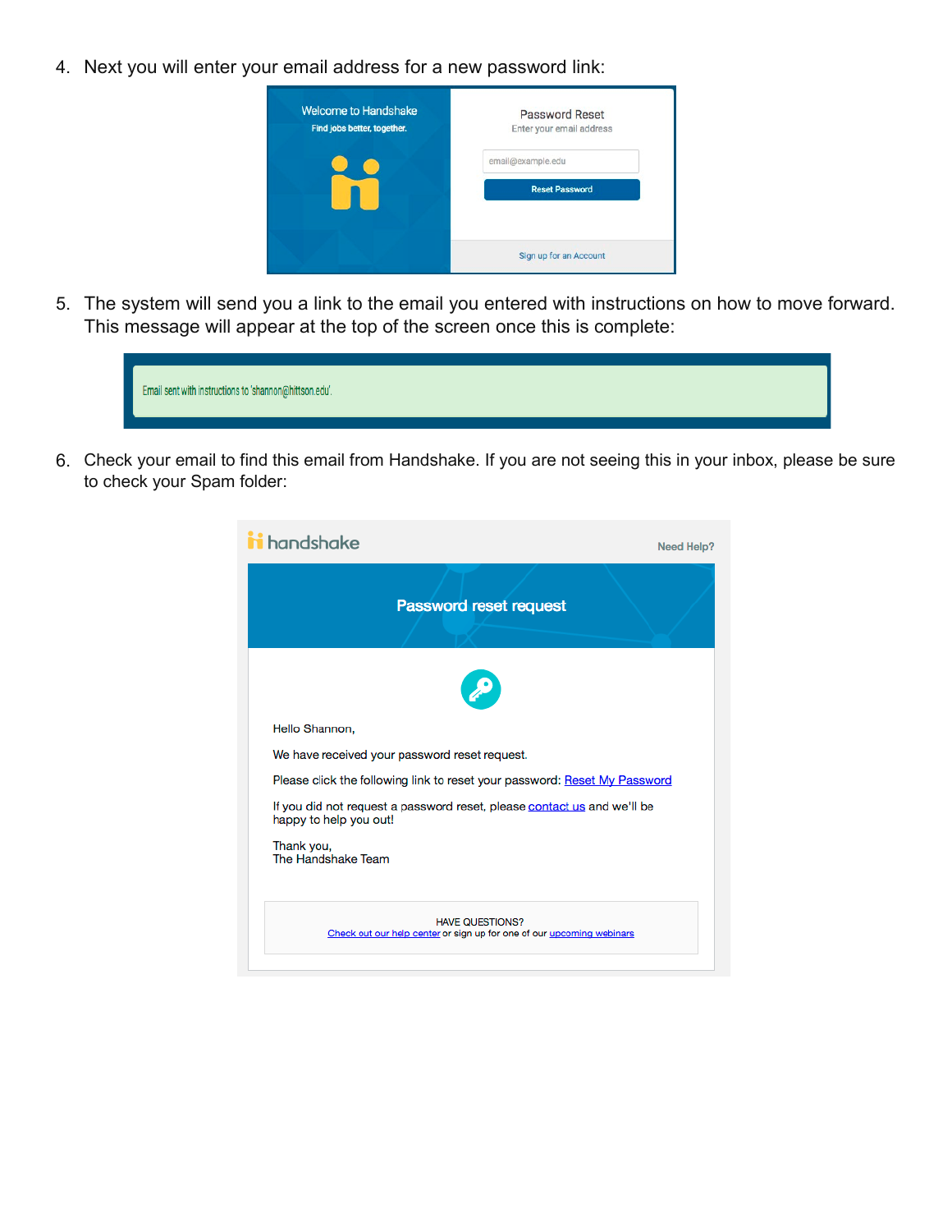4. Next you will enter your email address for a new password link:

Welcome to Handshake
Find jobs better, together.

Password Reset
Enter your email address

email@example.edu

Reset Password

Sign up for an Account

5. The system will send you a link to the email you entered with instructions on how to move forward. This message will appear at the top of the screen once this is complete:

Email sent with instructions to 'shannon@hittson.edu'.

6. Check your email to find this email from Handshake. If you are not seeing this in your inbox, please be sure to check your Spam folder:

handshake — Need Help?

Password reset request

Hello Shannon,

We have received your password reset request.

Please click the following link to reset your password: Reset My Password

If you did not request a password reset, please contact us and we'll be happy to help you out!

Thank you,
The Handshake Team

HAVE QUESTIONS?
Check out our help center or sign up for one of our upcoming webinars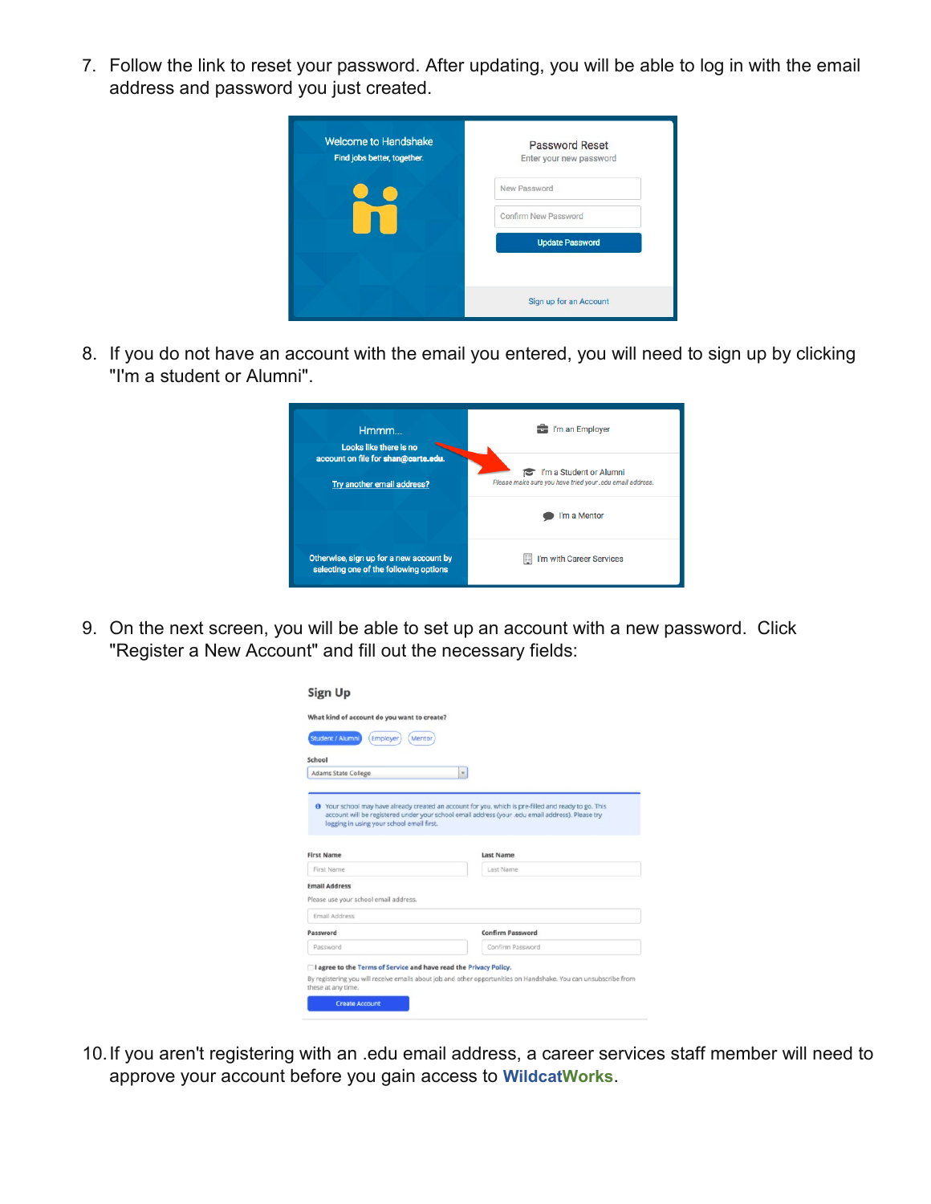7. Follow the link to reset your password. After updating, you will be able to log in with the email address and password you just created.

8. If you do not have an account with the email you entered, you will need to sign up by clicking "I'm a student or Alumni".

9. On the next screen, you will be able to set up an account with a new password. Click "Register a New Account" and fill out the necessary fields:

10. If you aren't registering with an .edu email address, a career services staff member will need to approve your account before you gain access to **WildcatWorks**.